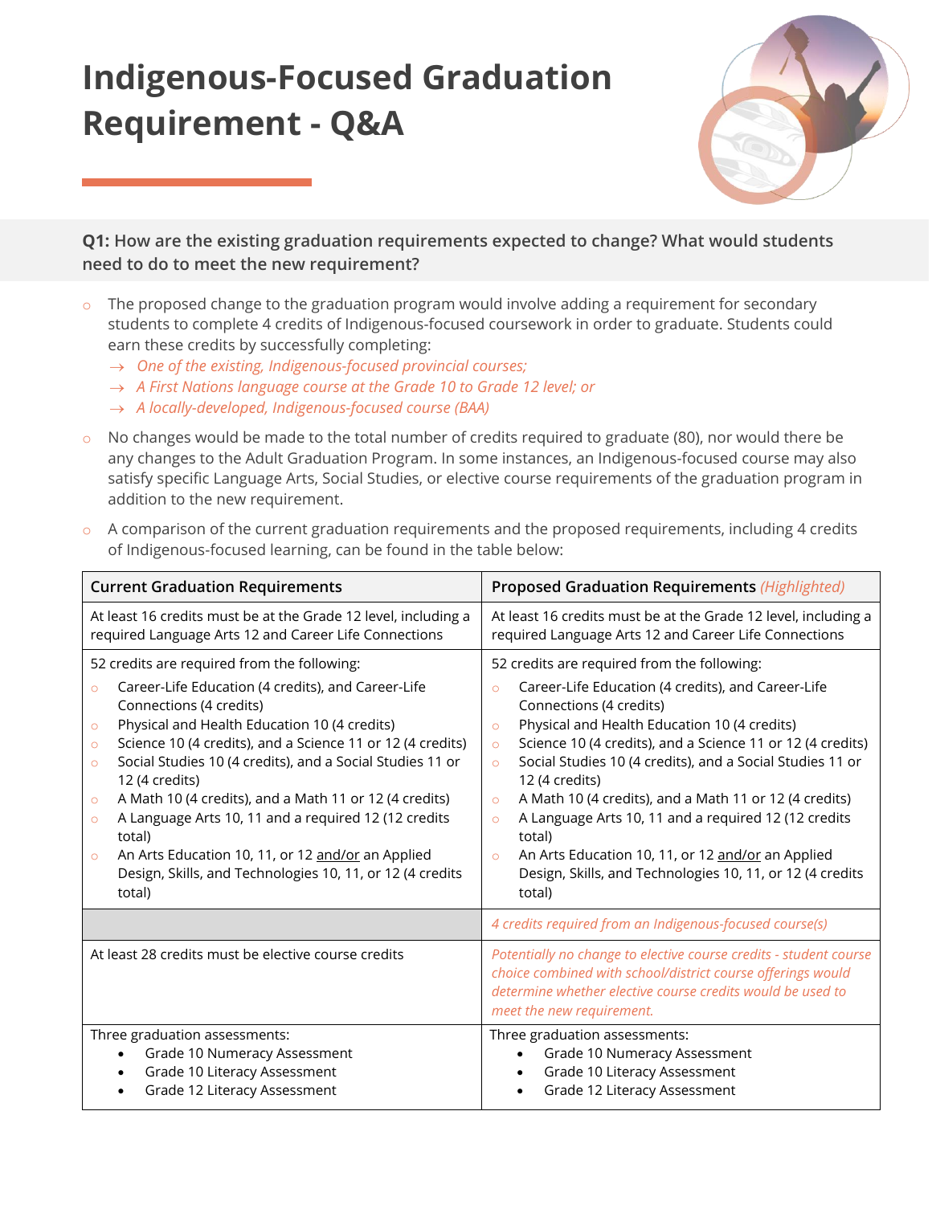# Indigenous-Focused Graduation Requirement - Q&A

**Q1: How are the existing graduation requirements expected to change? What would students need to do to meet the new requirement?**

- The proposed change to the graduation program would involve adding a requirement for secondary students to complete 4 credits of Indigenous-focused coursework in order to graduate. Students could earn these credits by successfully completing:
  - → *One of the existing, Indigenous-focused provincial courses;*
  - → *A First Nations language course at the Grade 10 to Grade 12 level; or*
  - → *A locally-developed, Indigenous-focused course (BAA)*
- No changes would be made to the total number of credits required to graduate (80), nor would there be any changes to the Adult Graduation Program. In some instances, an Indigenous-focused course may also satisfy specific Language Arts, Social Studies, or elective course requirements of the graduation program in addition to the new requirement.
- A comparison of the current graduation requirements and the proposed requirements, including 4 credits of Indigenous-focused learning, can be found in the table below:

| **Current Graduation Requirements** | **Proposed Graduation Requirements** *(Highlighted)* |
|---|---|
| At least 16 credits must be at the Grade 12 level, including a required Language Arts 12 and Career Life Connections | At least 16 credits must be at the Grade 12 level, including a required Language Arts 12 and Career Life Connections |
| 52 credits are required from the following:<br>◦ Career-Life Education (4 credits), and Career-Life Connections (4 credits)<br>◦ Physical and Health Education 10 (4 credits)<br>◦ Science 10 (4 credits), and a Science 11 or 12 (4 credits)<br>◦ Social Studies 10 (4 credits), and a Social Studies 11 or 12 (4 credits)<br>◦ A Math 10 (4 credits), and a Math 11 or 12 (4 credits)<br>◦ A Language Arts 10, 11 and a required 12 (12 credits total)<br>◦ An Arts Education 10, 11, or 12 and/or an Applied Design, Skills, and Technologies 10, 11, or 12 (4 credits total) | 52 credits are required from the following:<br>◦ Career-Life Education (4 credits), and Career-Life Connections (4 credits)<br>◦ Physical and Health Education 10 (4 credits)<br>◦ Science 10 (4 credits), and a Science 11 or 12 (4 credits)<br>◦ Social Studies 10 (4 credits), and a Social Studies 11 or 12 (4 credits)<br>◦ A Math 10 (4 credits), and a Math 11 or 12 (4 credits)<br>◦ A Language Arts 10, 11 and a required 12 (12 credits total)<br>◦ An Arts Education 10, 11, or 12 and/or an Applied Design, Skills, and Technologies 10, 11, or 12 (4 credits total) |
| | *4 credits required from an Indigenous-focused course(s)* |
| At least 28 credits must be elective course credits | *Potentially no change to elective course credits - student course choice combined with school/district course offerings would determine whether elective course credits would be used to meet the new requirement.* |
| Three graduation assessments:<br>• Grade 10 Numeracy Assessment<br>• Grade 10 Literacy Assessment<br>• Grade 12 Literacy Assessment | Three graduation assessments:<br>• Grade 10 Numeracy Assessment<br>• Grade 10 Literacy Assessment<br>• Grade 12 Literacy Assessment |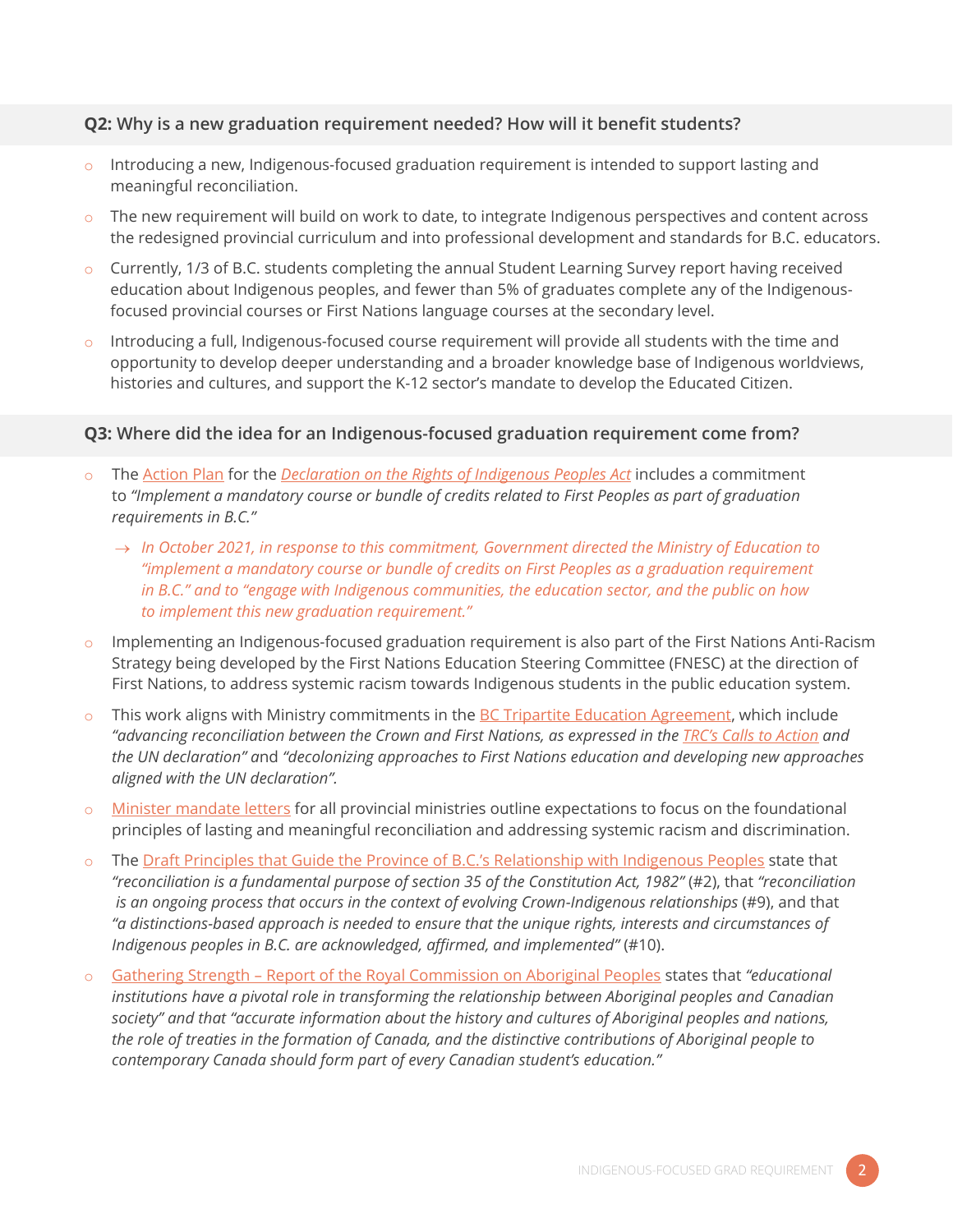**Q2:** **Why is a new graduation requirement needed? How will it benefit students?**

- Introducing a new, Indigenous-focused graduation requirement is intended to support lasting and meaningful reconciliation.
- The new requirement will build on work to date, to integrate Indigenous perspectives and content across the redesigned provincial curriculum and into professional development and standards for B.C. educators.
- Currently, 1/3 of B.C. students completing the annual Student Learning Survey report having received education about Indigenous peoples, and fewer than 5% of graduates complete any of the Indigenous-focused provincial courses or First Nations language courses at the secondary level.
- Introducing a full, Indigenous-focused course requirement will provide all students with the time and opportunity to develop deeper understanding and a broader knowledge base of Indigenous worldviews, histories and cultures, and support the K-12 sector's mandate to develop the Educated Citizen.

**Q3:** **Where did the idea for an Indigenous-focused graduation requirement come from?**

- The Action Plan for the *Declaration on the Rights of Indigenous Peoples Act* includes a commitment to *"Implement a mandatory course or bundle of credits related to First Peoples as part of graduation requirements in B.C."*
  - → *In October 2021, in response to this commitment, Government directed the Ministry of Education to "implement a mandatory course or bundle of credits on First Peoples as a graduation requirement in B.C." and to "engage with Indigenous communities, the education sector, and the public on how to implement this new graduation requirement."*
- Implementing an Indigenous-focused graduation requirement is also part of the First Nations Anti-Racism Strategy being developed by the First Nations Education Steering Committee (FNESC) at the direction of First Nations, to address systemic racism towards Indigenous students in the public education system.
- This work aligns with Ministry commitments in the BC Tripartite Education Agreement, which include *"advancing reconciliation between the Crown and First Nations, as expressed in the TRC's Calls to Action and the UN declaration"* and *"decolonizing approaches to First Nations education and developing new approaches aligned with the UN declaration".*
- Minister mandate letters for all provincial ministries outline expectations to focus on the foundational principles of lasting and meaningful reconciliation and addressing systemic racism and discrimination.
- The Draft Principles that Guide the Province of B.C.'s Relationship with Indigenous Peoples state that *"reconciliation is a fundamental purpose of section 35 of the Constitution Act, 1982"* (#2), that *"reconciliation is an ongoing process that occurs in the context of evolving Crown-Indigenous relationships* (#9), and that *"a distinctions-based approach is needed to ensure that the unique rights, interests and circumstances of Indigenous peoples in B.C. are acknowledged, affirmed, and implemented"* (#10).
- Gathering Strength – Report of the Royal Commission on Aboriginal Peoples states that *"educational institutions have a pivotal role in transforming the relationship between Aboriginal peoples and Canadian society" and that "accurate information about the history and cultures of Aboriginal peoples and nations, the role of treaties in the formation of Canada, and the distinctive contributions of Aboriginal people to contemporary Canada should form part of every Canadian student's education."*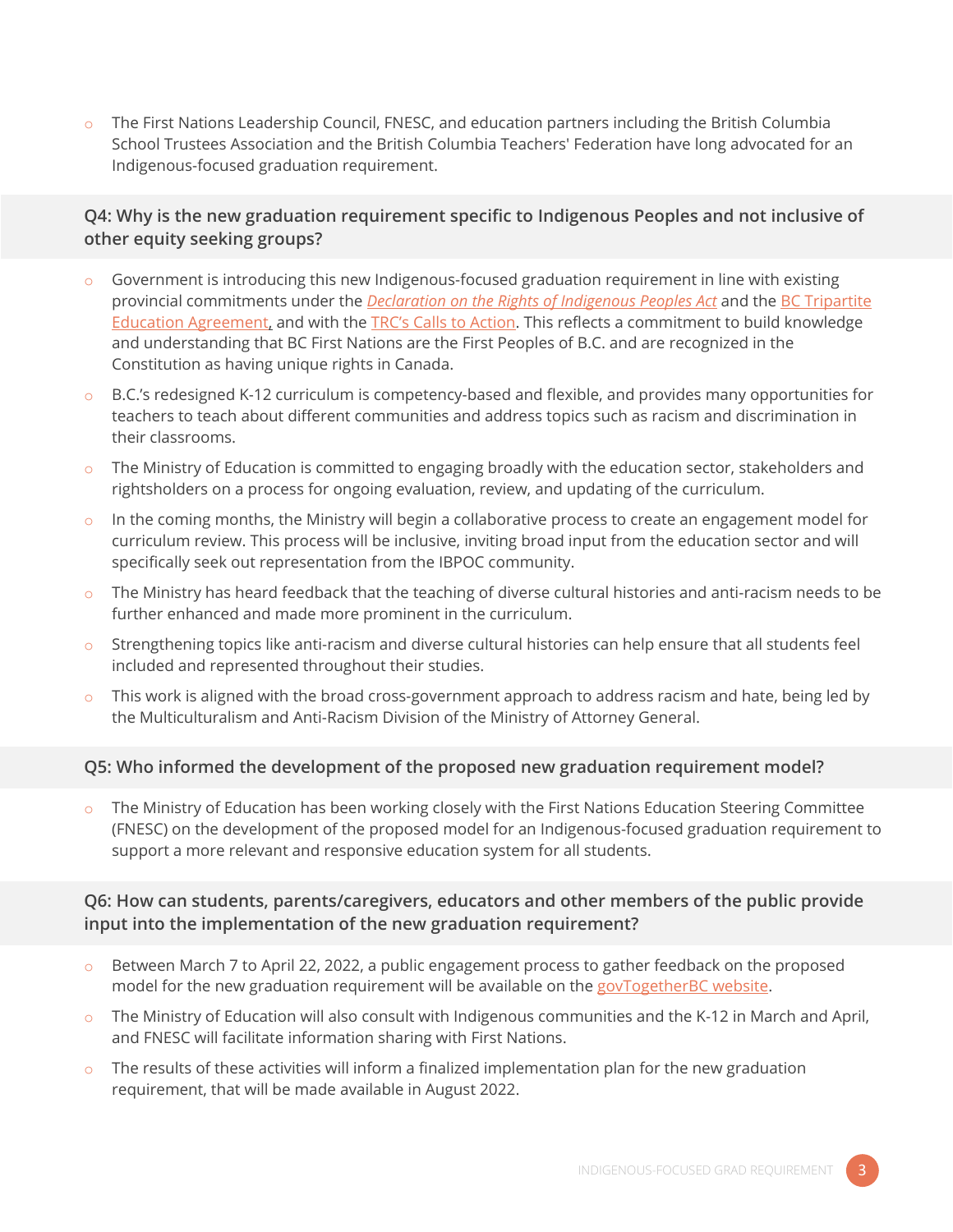- The First Nations Leadership Council, FNESC, and education partners including the British Columbia School Trustees Association and the British Columbia Teachers' Federation have long advocated for an Indigenous-focused graduation requirement.

### Q4: Why is the new graduation requirement specific to Indigenous Peoples and not inclusive of other equity seeking groups?

- Government is introducing this new Indigenous-focused graduation requirement in line with existing provincial commitments under the *Declaration on the Rights of Indigenous Peoples Act* and the BC Tripartite Education Agreement, and with the TRC's Calls to Action. This reflects a commitment to build knowledge and understanding that BC First Nations are the First Peoples of B.C. and are recognized in the Constitution as having unique rights in Canada.
- B.C.'s redesigned K-12 curriculum is competency-based and flexible, and provides many opportunities for teachers to teach about different communities and address topics such as racism and discrimination in their classrooms.
- The Ministry of Education is committed to engaging broadly with the education sector, stakeholders and rightsholders on a process for ongoing evaluation, review, and updating of the curriculum.
- In the coming months, the Ministry will begin a collaborative process to create an engagement model for curriculum review. This process will be inclusive, inviting broad input from the education sector and will specifically seek out representation from the IBPOC community.
- The Ministry has heard feedback that the teaching of diverse cultural histories and anti-racism needs to be further enhanced and made more prominent in the curriculum.
- Strengthening topics like anti-racism and diverse cultural histories can help ensure that all students feel included and represented throughout their studies.
- This work is aligned with the broad cross-government approach to address racism and hate, being led by the Multiculturalism and Anti-Racism Division of the Ministry of Attorney General.

### Q5: Who informed the development of the proposed new graduation requirement model?

- The Ministry of Education has been working closely with the First Nations Education Steering Committee (FNESC) on the development of the proposed model for an Indigenous-focused graduation requirement to support a more relevant and responsive education system for all students.

### Q6: How can students, parents/caregivers, educators and other members of the public provide input into the implementation of the new graduation requirement?

- Between March 7 to April 22, 2022, a public engagement process to gather feedback on the proposed model for the new graduation requirement will be available on the govTogetherBC website.
- The Ministry of Education will also consult with Indigenous communities and the K-12 in March and April, and FNESC will facilitate information sharing with First Nations.
- The results of these activities will inform a finalized implementation plan for the new graduation requirement, that will be made available in August 2022.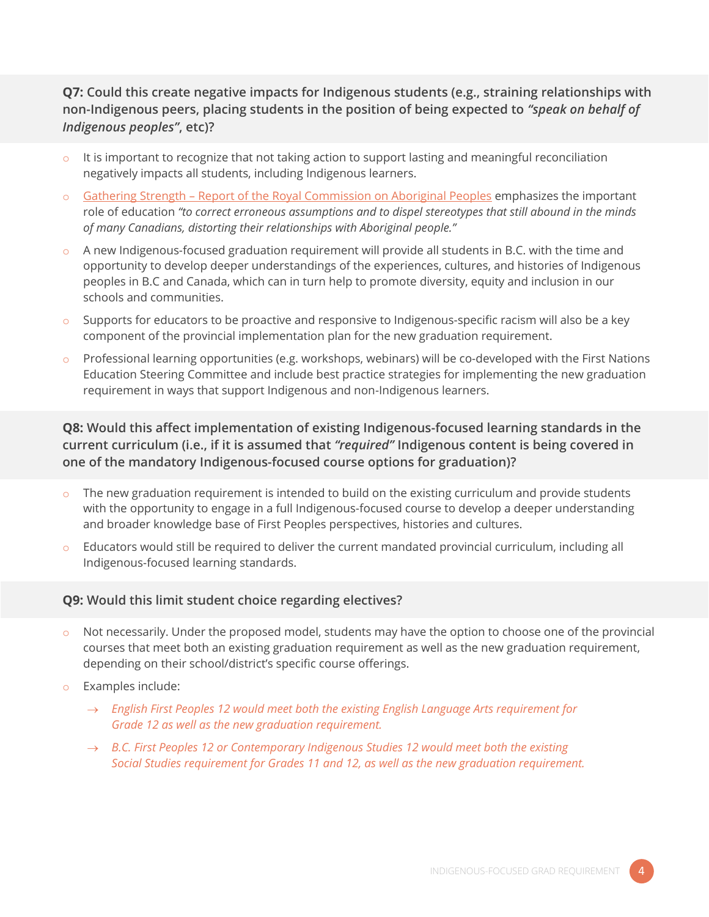**Q7: Could this create negative impacts for Indigenous students (e.g., straining relationships with non-Indigenous peers, placing students in the position of being expected to *"speak on behalf of Indigenous peoples"*, etc)?**

- It is important to recognize that not taking action to support lasting and meaningful reconciliation negatively impacts all students, including Indigenous learners.
- Gathering Strength – Report of the Royal Commission on Aboriginal Peoples emphasizes the important role of education *"to correct erroneous assumptions and to dispel stereotypes that still abound in the minds of many Canadians, distorting their relationships with Aboriginal people."*
- A new Indigenous-focused graduation requirement will provide all students in B.C. with the time and opportunity to develop deeper understandings of the experiences, cultures, and histories of Indigenous peoples in B.C and Canada, which can in turn help to promote diversity, equity and inclusion in our schools and communities.
- Supports for educators to be proactive and responsive to Indigenous-specific racism will also be a key component of the provincial implementation plan for the new graduation requirement.
- Professional learning opportunities (e.g. workshops, webinars) will be co-developed with the First Nations Education Steering Committee and include best practice strategies for implementing the new graduation requirement in ways that support Indigenous and non-Indigenous learners.

**Q8: Would this affect implementation of existing Indigenous-focused learning standards in the current curriculum (i.e., if it is assumed that *"required"* Indigenous content is being covered in one of the mandatory Indigenous-focused course options for graduation)?**

- The new graduation requirement is intended to build on the existing curriculum and provide students with the opportunity to engage in a full Indigenous-focused course to develop a deeper understanding and broader knowledge base of First Peoples perspectives, histories and cultures.
- Educators would still be required to deliver the current mandated provincial curriculum, including all Indigenous-focused learning standards.

**Q9: Would this limit student choice regarding electives?**

- Not necessarily. Under the proposed model, students may have the option to choose one of the provincial courses that meet both an existing graduation requirement as well as the new graduation requirement, depending on their school/district's specific course offerings.
- Examples include:
  - → *English First Peoples 12 would meet both the existing English Language Arts requirement for Grade 12 as well as the new graduation requirement.*
  - → *B.C. First Peoples 12 or Contemporary Indigenous Studies 12 would meet both the existing Social Studies requirement for Grades 11 and 12, as well as the new graduation requirement.*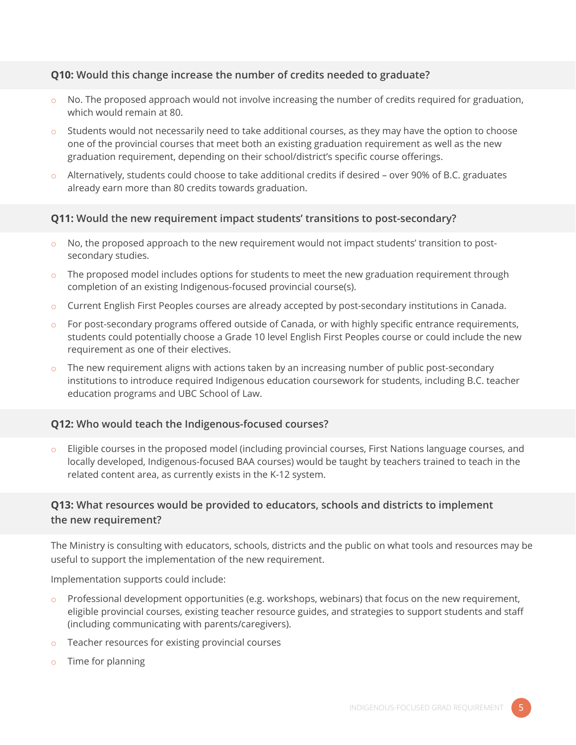### **Q10:** Would this change increase the number of credits needed to graduate?

- No. The proposed approach would not involve increasing the number of credits required for graduation, which would remain at 80.
- Students would not necessarily need to take additional courses, as they may have the option to choose one of the provincial courses that meet both an existing graduation requirement as well as the new graduation requirement, depending on their school/district's specific course offerings.
- Alternatively, students could choose to take additional credits if desired – over 90% of B.C. graduates already earn more than 80 credits towards graduation.

### **Q11:** Would the new requirement impact students' transitions to post-secondary?

- No, the proposed approach to the new requirement would not impact students' transition to post-secondary studies.
- The proposed model includes options for students to meet the new graduation requirement through completion of an existing Indigenous-focused provincial course(s).
- Current English First Peoples courses are already accepted by post-secondary institutions in Canada.
- For post-secondary programs offered outside of Canada, or with highly specific entrance requirements, students could potentially choose a Grade 10 level English First Peoples course or could include the new requirement as one of their electives.
- The new requirement aligns with actions taken by an increasing number of public post-secondary institutions to introduce required Indigenous education coursework for students, including B.C. teacher education programs and UBC School of Law.

### **Q12:** Who would teach the Indigenous-focused courses?

- Eligible courses in the proposed model (including provincial courses, First Nations language courses, and locally developed, Indigenous-focused BAA courses) would be taught by teachers trained to teach in the related content area, as currently exists in the K-12 system.

### **Q13:** What resources would be provided to educators, schools and districts to implement the new requirement?

The Ministry is consulting with educators, schools, districts and the public on what tools and resources may be useful to support the implementation of the new requirement.

Implementation supports could include:

- Professional development opportunities (e.g. workshops, webinars) that focus on the new requirement, eligible provincial courses, existing teacher resource guides, and strategies to support students and staff (including communicating with parents/caregivers).
- Teacher resources for existing provincial courses
- Time for planning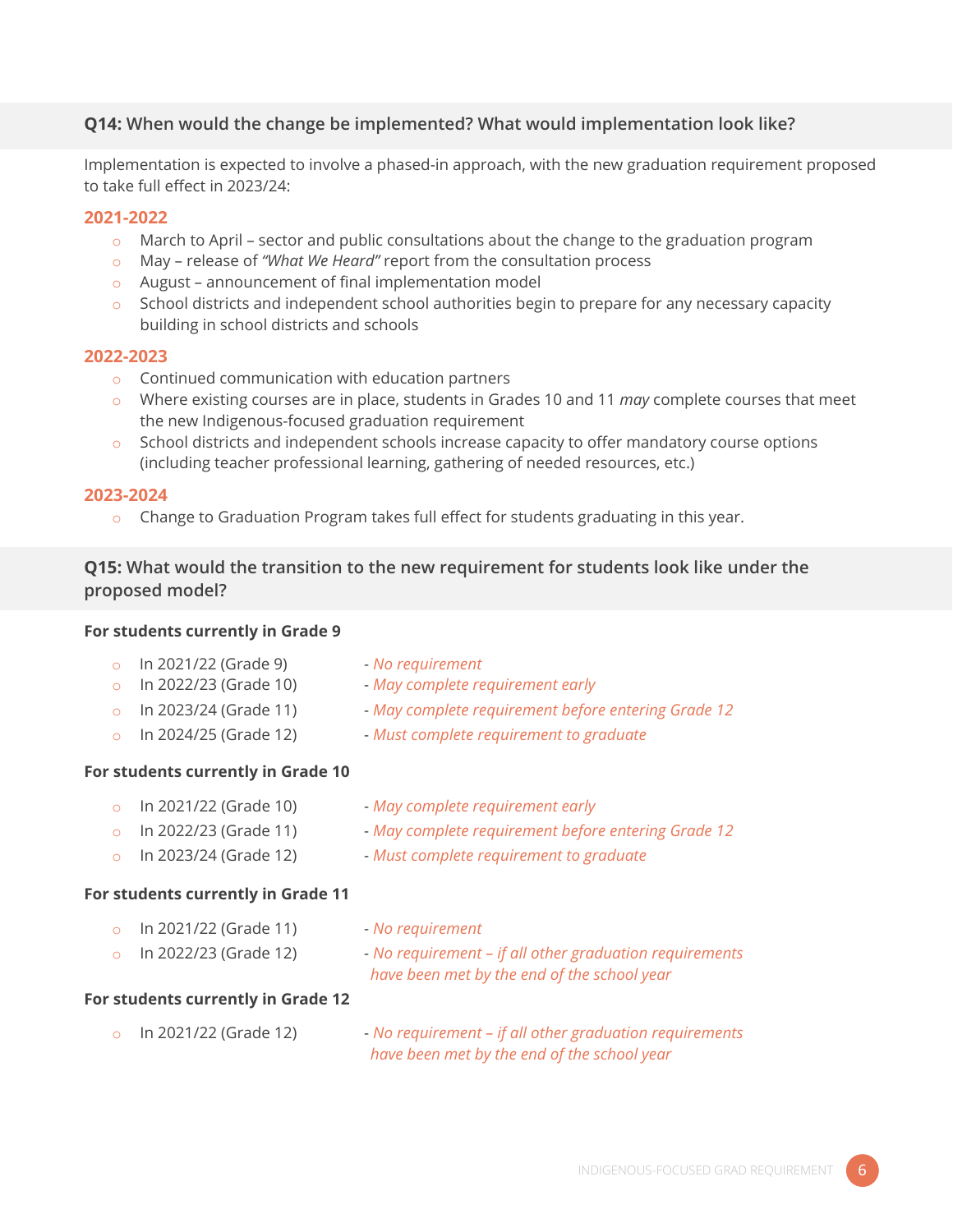### **Q14:** When would the change be implemented? What would implementation look like?

Implementation is expected to involve a phased-in approach, with the new graduation requirement proposed to take full effect in 2023/24:

#### 2021-2022

- March to April – sector and public consultations about the change to the graduation program
- May – release of *"What We Heard"* report from the consultation process
- August – announcement of final implementation model
- School districts and independent school authorities begin to prepare for any necessary capacity building in school districts and schools

#### 2022-2023

- Continued communication with education partners
- Where existing courses are in place, students in Grades 10 and 11 *may* complete courses that meet the new Indigenous-focused graduation requirement
- School districts and independent schools increase capacity to offer mandatory course options (including teacher professional learning, gathering of needed resources, etc.)

#### 2023-2024

- Change to Graduation Program takes full effect for students graduating in this year.

### **Q15:** What would the transition to the new requirement for students look like under the proposed model?

**For students currently in Grade 9**

- In 2021/22 (Grade 9) - *No requirement*
- In 2022/23 (Grade 10) - *May complete requirement early*
- In 2023/24 (Grade 11) - *May complete requirement before entering Grade 12*
- In 2024/25 (Grade 12) - *Must complete requirement to graduate*

**For students currently in Grade 10**

- In 2021/22 (Grade 10) - *May complete requirement early*
- In 2022/23 (Grade 11) - *May complete requirement before entering Grade 12*
- In 2023/24 (Grade 12) - *Must complete requirement to graduate*

**For students currently in Grade 11**

- In 2021/22 (Grade 11) - *No requirement*
- In 2022/23 (Grade 12) - *No requirement – if all other graduation requirements have been met by the end of the school year*

**For students currently in Grade 12**

- In 2021/22 (Grade 12) - *No requirement – if all other graduation requirements have been met by the end of the school year*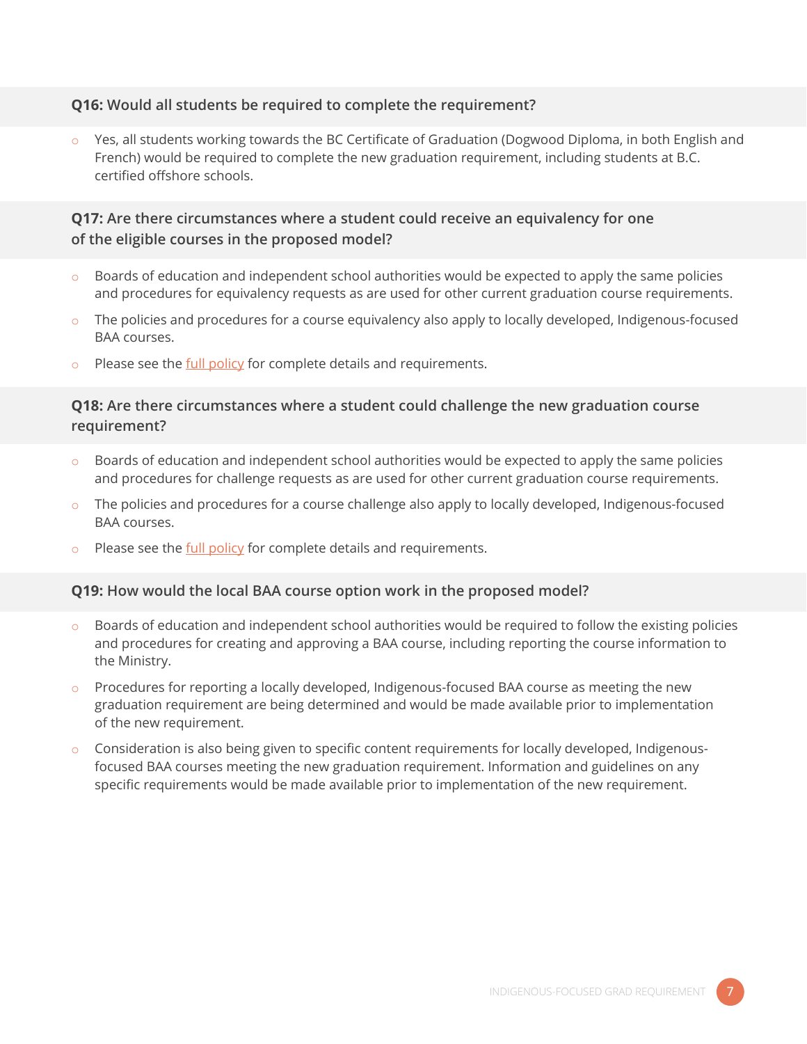**Q16:** Would all students be required to complete the requirement?

- Yes, all students working towards the BC Certificate of Graduation (Dogwood Diploma, in both English and French) would be required to complete the new graduation requirement, including students at B.C. certified offshore schools.

**Q17:** Are there circumstances where a student could receive an equivalency for one of the eligible courses in the proposed model?

- Boards of education and independent school authorities would be expected to apply the same policies and procedures for equivalency requests as are used for other current graduation course requirements.
- The policies and procedures for a course equivalency also apply to locally developed, Indigenous-focused BAA courses.
- Please see the full policy for complete details and requirements.

**Q18:** Are there circumstances where a student could challenge the new graduation course requirement?

- Boards of education and independent school authorities would be expected to apply the same policies and procedures for challenge requests as are used for other current graduation course requirements.
- The policies and procedures for a course challenge also apply to locally developed, Indigenous-focused BAA courses.
- Please see the full policy for complete details and requirements.

**Q19:** How would the local BAA course option work in the proposed model?

- Boards of education and independent school authorities would be required to follow the existing policies and procedures for creating and approving a BAA course, including reporting the course information to the Ministry.
- Procedures for reporting a locally developed, Indigenous-focused BAA course as meeting the new graduation requirement are being determined and would be made available prior to implementation of the new requirement.
- Consideration is also being given to specific content requirements for locally developed, Indigenous-focused BAA courses meeting the new graduation requirement. Information and guidelines on any specific requirements would be made available prior to implementation of the new requirement.